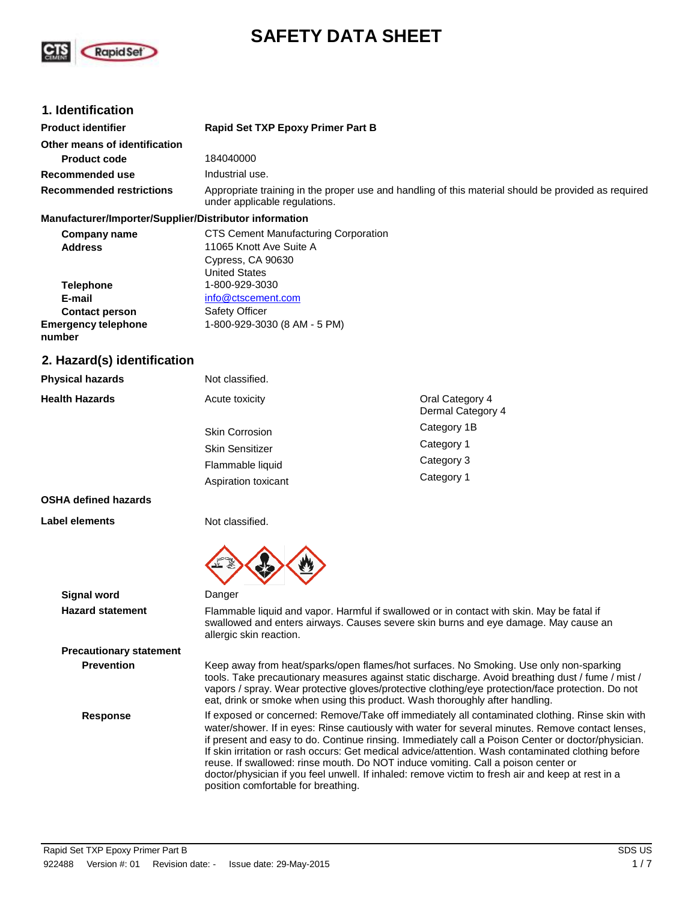# SAFETY DATA SHEET

## 1. Identification

| | |
|---|---|
| **Product identifier** | **Rapid Set TXP Epoxy Primer Part B** |
| **Other means of identification** | |
| **Product code** | 184040000 |
| **Recommended use** | Industrial use. |
| **Recommended restrictions** | Appropriate training in the proper use and handling of this material should be provided as required under applicable regulations. |

**Manufacturer/Importer/Supplier/Distributor information**

| | |
|---|---|
| **Company name** | CTS Cement Manufacturing Corporation |
| **Address** | 11065 Knott Ave Suite A<br>Cypress, CA 90630<br>United States |
| **Telephone** | 1-800-929-3030 |
| **E-mail** | info@ctscement.com |
| **Contact person** | Safety Officer |
| **Emergency telephone number** | 1-800-929-3030 (8 AM - 5 PM) |

## 2. Hazard(s) identification

| | | |
|---|---|---|
| **Physical hazards** | Not classified. | |
| **Health Hazards** | Acute toxicity | Oral Category 4<br>Dermal Category 4 |
| | Skin Corrosion | Category 1B |
| | Skin Sensitizer | Category 1 |
| | Flammable liquid | Category 3 |
| | Aspiration toxicant | Category 1 |
| **OSHA defined hazards** | | |
| **Label elements** | Not classified. | |

**Signal word** Danger

**Hazard statement** Flammable liquid and vapor. Harmful if swallowed or in contact with skin. May be fatal if swallowed and enters airways. Causes severe skin burns and eye damage. May cause an allergic skin reaction.

**Precautionary statement**

**Prevention** Keep away from heat/sparks/open flames/hot surfaces. No Smoking. Use only non-sparking tools. Take precautionary measures against static discharge. Avoid breathing dust / fume / mist / vapors / spray. Wear protective gloves/protective clothing/eye protection/face protection. Do not eat, drink or smoke when using this product. Wash thoroughly after handling.

**Response** If exposed or concerned: Remove/Take off immediately all contaminated clothing. Rinse skin with water/shower. If in eyes: Rinse cautiously with water for several minutes. Remove contact lenses, if present and easy to do. Continue rinsing. Immediately call a Poison Center or doctor/physician. If skin irritation or rash occurs: Get medical advice/attention. Wash contaminated clothing before reuse. If swallowed: rinse mouth. Do NOT induce vomiting. Call a poison center or doctor/physician if you feel unwell. If inhaled: remove victim to fresh air and keep at rest in a position comfortable for breathing.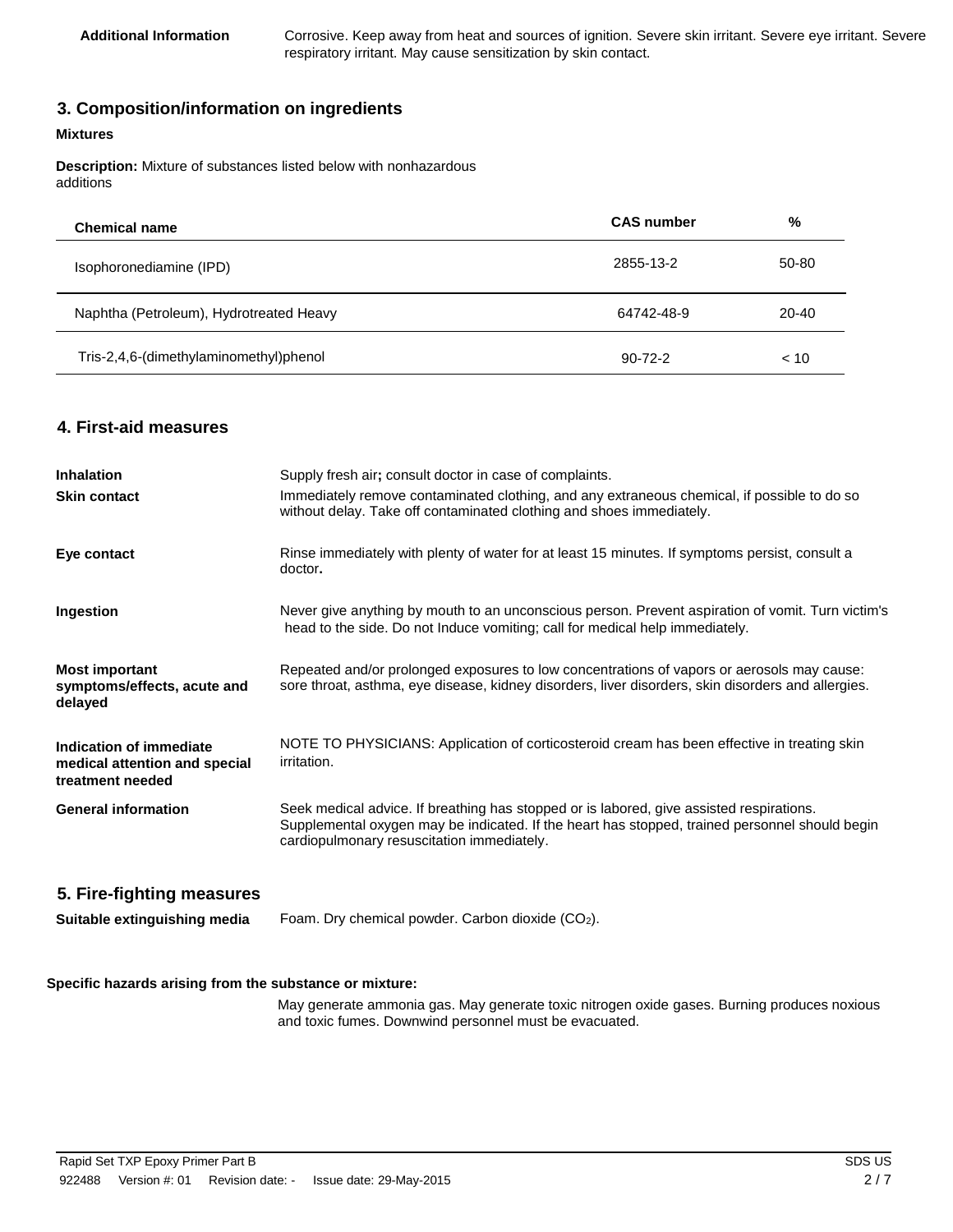**Additional Information** Corrosive. Keep away from heat and sources of ignition. Severe skin irritant. Severe eye irritant. Severe respiratory irritant. May cause sensitization by skin contact.

## 3. Composition/information on ingredients

**Mixtures**

**Description:** Mixture of substances listed below with nonhazardous additions

| Chemical name | CAS number | % |
|---|---|---|
| Isophoronediamine (IPD) | 2855-13-2 | 50-80 |
| Naphtha (Petroleum), Hydrotreated Heavy | 64742-48-9 | 20-40 |
| Tris-2,4,6-(dimethylaminomethyl)phenol | 90-72-2 | < 10 |

## 4. First-aid measures

**Inhalation** Supply fresh air; consult doctor in case of complaints.

**Skin contact** Immediately remove contaminated clothing, and any extraneous chemical, if possible to do so without delay. Take off contaminated clothing and shoes immediately.

**Eye contact** Rinse immediately with plenty of water for at least 15 minutes. If symptoms persist, consult a doctor.

**Ingestion** Never give anything by mouth to an unconscious person. Prevent aspiration of vomit. Turn victim's head to the side. Do not Induce vomiting; call for medical help immediately.

**Most important symptoms/effects, acute and delayed** Repeated and/or prolonged exposures to low concentrations of vapors or aerosols may cause: sore throat, asthma, eye disease, kidney disorders, liver disorders, skin disorders and allergies.

**Indication of immediate medical attention and special treatment needed** NOTE TO PHYSICIANS: Application of corticosteroid cream has been effective in treating skin irritation.

**General information** Seek medical advice. If breathing has stopped or is labored, give assisted respirations. Supplemental oxygen may be indicated. If the heart has stopped, trained personnel should begin cardiopulmonary resuscitation immediately.

## 5. Fire-fighting measures

**Suitable extinguishing media** Foam. Dry chemical powder. Carbon dioxide ($CO_2$).

**Specific hazards arising from the substance or mixture:**

May generate ammonia gas. May generate toxic nitrogen oxide gases. Burning produces noxious and toxic fumes. Downwind personnel must be evacuated.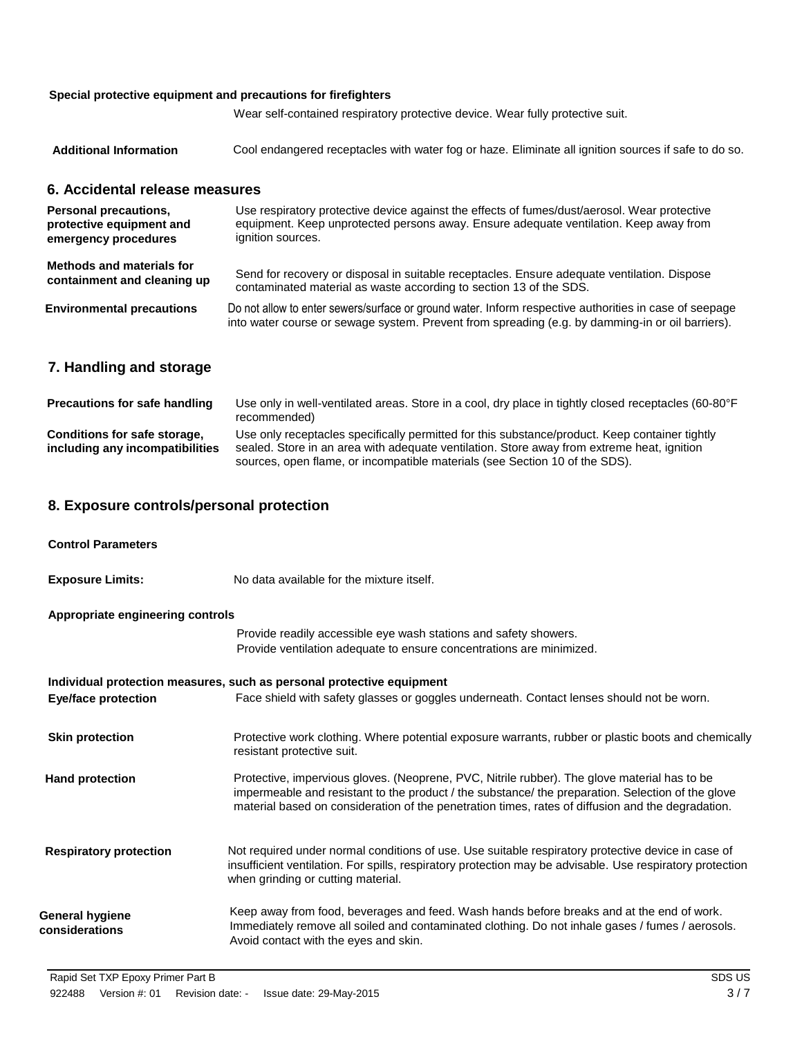**Special protective equipment and precautions for firefighters**

Wear self-contained respiratory protective device. Wear fully protective suit.

**Additional Information** Cool endangered receptacles with water fog or haze. Eliminate all ignition sources if safe to do so.

## 6. Accidental release measures

**Personal precautions, protective equipment and emergency procedures**

Use respiratory protective device against the effects of fumes/dust/aerosol. Wear protective equipment. Keep unprotected persons away. Ensure adequate ventilation. Keep away from ignition sources.

**Methods and materials for containment and cleaning up**

Send for recovery or disposal in suitable receptacles. Ensure adequate ventilation. Dispose contaminated material as waste according to section 13 of the SDS.

**Environmental precautions**

Do not allow to enter sewers/surface or ground water. Inform respective authorities in case of seepage into water course or sewage system. Prevent from spreading (e.g. by damming-in or oil barriers).

## 7. Handling and storage

**Precautions for safe handling**

Use only in well-ventilated areas. Store in a cool, dry place in tightly closed receptacles (60-80°F recommended)

**Conditions for safe storage, including any incompatibilities**

Use only receptacles specifically permitted for this substance/product. Keep container tightly sealed. Store in an area with adequate ventilation. Store away from extreme heat, ignition sources, open flame, or incompatible materials (see Section 10 of the SDS).

## 8. Exposure controls/personal protection

**Control Parameters**

**Exposure Limits:** No data available for the mixture itself.

**Appropriate engineering controls**

Provide readily accessible eye wash stations and safety showers.
Provide ventilation adequate to ensure concentrations are minimized.

**Individual protection measures, such as personal protective equipment**

**Eye/face protection**

Face shield with safety glasses or goggles underneath. Contact lenses should not be worn.

**Skin protection**

Protective work clothing. Where potential exposure warrants, rubber or plastic boots and chemically resistant protective suit.

**Hand protection**

Protective, impervious gloves. (Neoprene, PVC, Nitrile rubber). The glove material has to be impermeable and resistant to the product / the substance/ the preparation. Selection of the glove material based on consideration of the penetration times, rates of diffusion and the degradation.

**Respiratory protection**

Not required under normal conditions of use. Use suitable respiratory protective device in case of insufficient ventilation. For spills, respiratory protection may be advisable. Use respiratory protection when grinding or cutting material.

**General hygiene considerations**

Keep away from food, beverages and feed. Wash hands before breaks and at the end of work. Immediately remove all soiled and contaminated clothing. Do not inhale gases / fumes / aerosols. Avoid contact with the eyes and skin.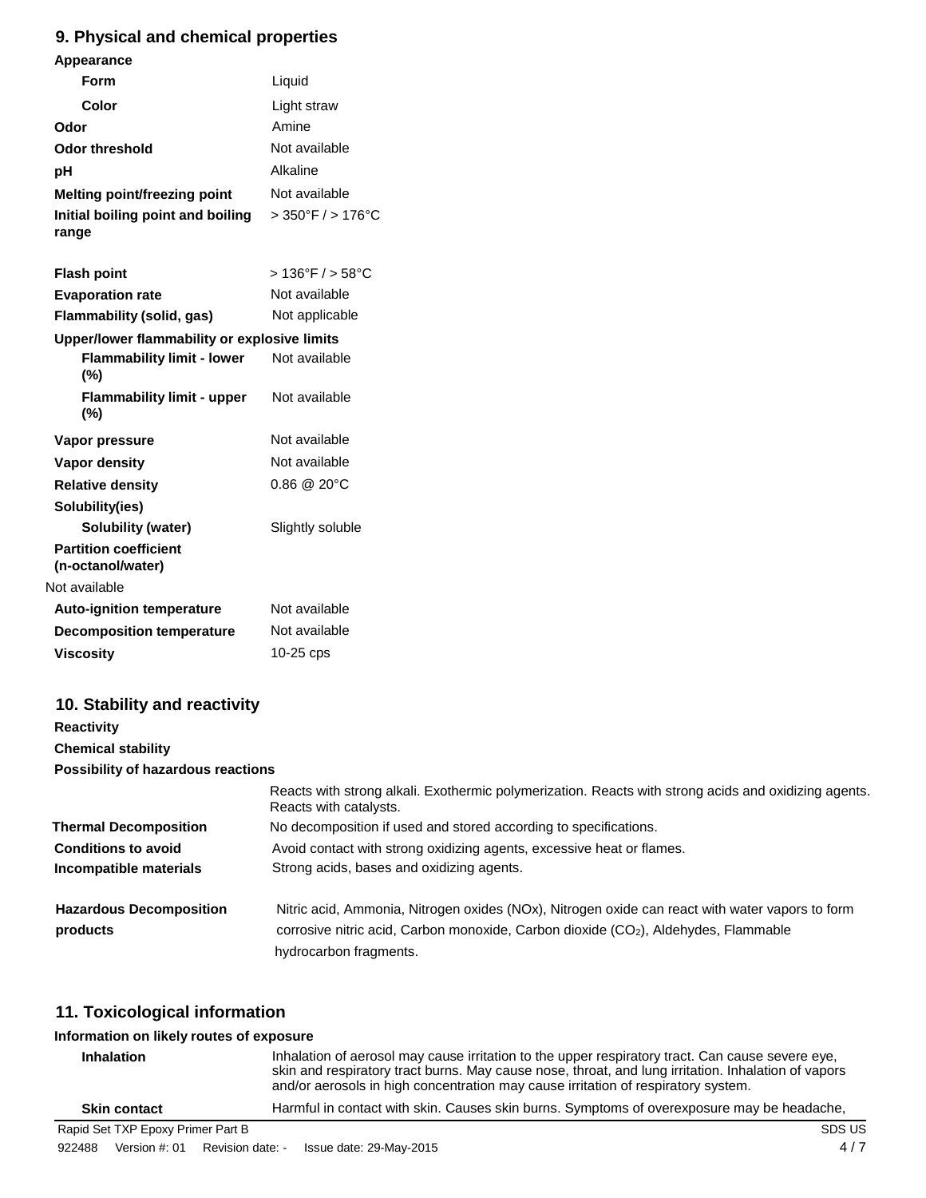## 9. Physical and chemical properties

| | |
|---|---|
| **Appearance** | |
| **Form** | Liquid |
| **Color** | Light straw |
| **Odor** | Amine |
| **Odor threshold** | Not available |
| **pH** | Alkaline |
| **Melting point/freezing point** | Not available |
| **Initial boiling point and boiling range** | > 350°F / > 176°C |
| **Flash point** | > 136°F / > 58°C |
| **Evaporation rate** | Not available |
| **Flammability (solid, gas)** | Not applicable |
| **Upper/lower flammability or explosive limits** | |
| **Flammability limit - lower (%)** | Not available |
| **Flammability limit - upper (%)** | Not available |
| **Vapor pressure** | Not available |
| **Vapor density** | Not available |
| **Relative density** | 0.86 @ 20°C |
| **Solubility(ies)** | |
| **Solubility (water)** | Slightly soluble |
| **Partition coefficient (n-octanol/water)** | Not available |
| **Auto-ignition temperature** | Not available |
| **Decomposition temperature** | Not available |
| **Viscosity** | 10-25 cps |

## 10. Stability and reactivity

**Reactivity**

**Chemical stability**

**Possibility of hazardous reactions**

Reacts with strong alkali. Exothermic polymerization. Reacts with strong acids and oxidizing agents. Reacts with catalysts.

| | |
|---|---|
| **Thermal Decomposition** | No decomposition if used and stored according to specifications. |
| **Conditions to avoid** | Avoid contact with strong oxidizing agents, excessive heat or flames. |
| **Incompatible materials** | Strong acids, bases and oxidizing agents. |
| **Hazardous Decomposition products** | Nitric acid, Ammonia, Nitrogen oxides (NOx), Nitrogen oxide can react with water vapors to form corrosive nitric acid, Carbon monoxide, Carbon dioxide ($CO_2$), Aldehydes, Flammable hydrocarbon fragments. |

## 11. Toxicological information

**Information on likely routes of exposure**

| | |
|---|---|
| **Inhalation** | Inhalation of aerosol may cause irritation to the upper respiratory tract. Can cause severe eye, skin and respiratory tract burns. May cause nose, throat, and lung irritation. Inhalation of vapors and/or aerosols in high concentration may cause irritation of respiratory system. |
| **Skin contact** | Harmful in contact with skin. Causes skin burns. Symptoms of overexposure may be headache, |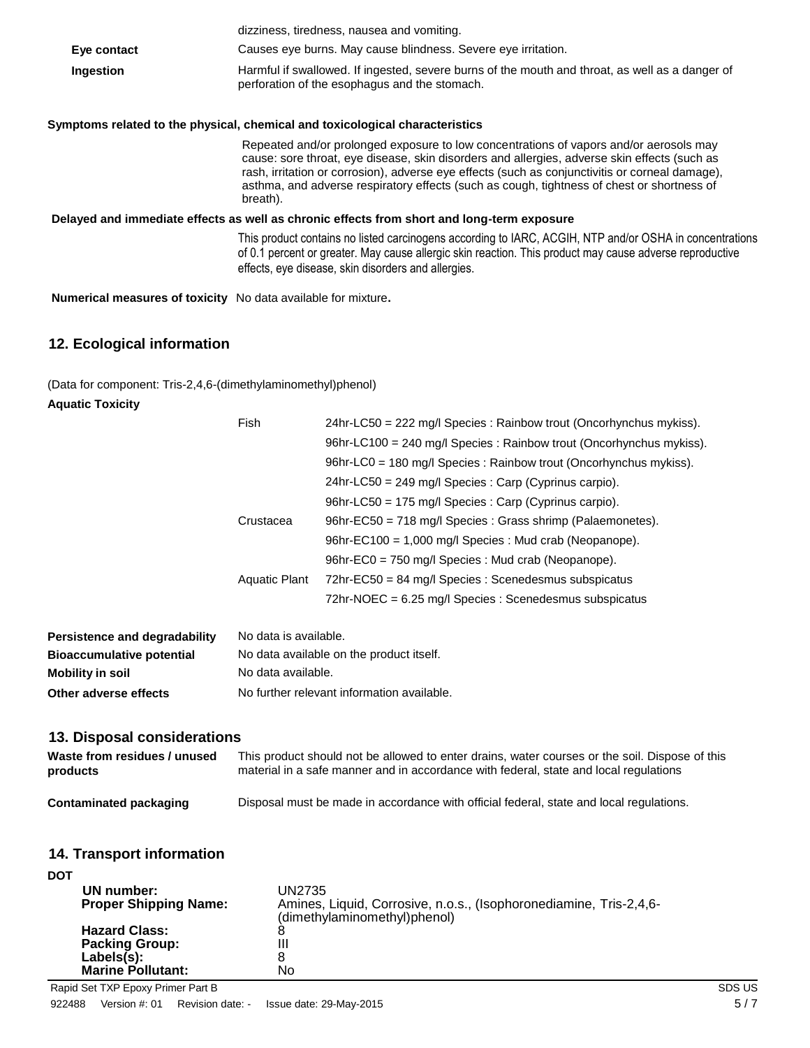| | |
|---|---|
| | dizziness, tiredness, nausea and vomiting. |
| **Eye contact** | Causes eye burns. May cause blindness. Severe eye irritation. |
| **Ingestion** | Harmful if swallowed. If ingested, severe burns of the mouth and throat, as well as a danger of perforation of the esophagus and the stomach. |

**Symptoms related to the physical, chemical and toxicological characteristics**

Repeated and/or prolonged exposure to low concentrations of vapors and/or aerosols may cause: sore throat, eye disease, skin disorders and allergies, adverse skin effects (such as rash, irritation or corrosion), adverse eye effects (such as conjunctivitis or corneal damage), asthma, and adverse respiratory effects (such as cough, tightness of chest or shortness of breath).

**Delayed and immediate effects as well as chronic effects from short and long-term exposure**

This product contains no listed carcinogens according to IARC, ACGIH, NTP and/or OSHA in concentrations of 0.1 percent or greater. May cause allergic skin reaction. This product may cause adverse reproductive effects, eye disease, skin disorders and allergies.

**Numerical measures of toxicity** No data available for mixture.

## 12. Ecological information

(Data for component: Tris-2,4,6-(dimethylaminomethyl)phenol)

**Aquatic Toxicity**

| | | |
|---|---|---|
| | Fish | 24hr-LC50 = 222 mg/l Species : Rainbow trout (Oncorhynchus mykiss). |
| | | 96hr-LC100 = 240 mg/l Species : Rainbow trout (Oncorhynchus mykiss). |
| | | 96hr-LC0 = 180 mg/l Species : Rainbow trout (Oncorhynchus mykiss). |
| | | 24hr-LC50 = 249 mg/l Species : Carp (Cyprinus carpio). |
| | | 96hr-LC50 = 175 mg/l Species : Carp (Cyprinus carpio). |
| | Crustacea | 96hr-EC50 = 718 mg/l Species : Grass shrimp (Palaemonetes). |
| | | 96hr-EC100 = 1,000 mg/l Species : Mud crab (Neopanope). |
| | | 96hr-EC0 = 750 mg/l Species : Mud crab (Neopanope). |
| | Aquatic Plant | 72hr-EC50 = 84 mg/l Species : Scenedesmus subspicatus |
| | | 72hr-NOEC = 6.25 mg/l Species : Scenedesmus subspicatus |

| | |
|---|---|
| **Persistence and degradability** | No data is available. |
| **Bioaccumulative potential** | No data available on the product itself. |
| **Mobility in soil** | No data available. |
| **Other adverse effects** | No further relevant information available. |

## 13. Disposal considerations

| | |
|---|---|
| **Waste from residues / unused products** | This product should not be allowed to enter drains, water courses or the soil. Dispose of this material in a safe manner and in accordance with federal, state and local regulations |
| **Contaminated packaging** | Disposal must be made in accordance with official federal, state and local regulations. |

## 14. Transport information

**DOT**

| | |
|---|---|
| **UN number:** | UN2735 |
| **Proper Shipping Name:** | Amines, Liquid, Corrosive, n.o.s., (Isophoronediamine, Tris-2,4,6-(dimethylaminomethyl)phenol) |
| **Hazard Class:** | 8 |
| **Packing Group:** | III |
| **Labels(s):** | 8 |
| **Marine Pollutant:** | No |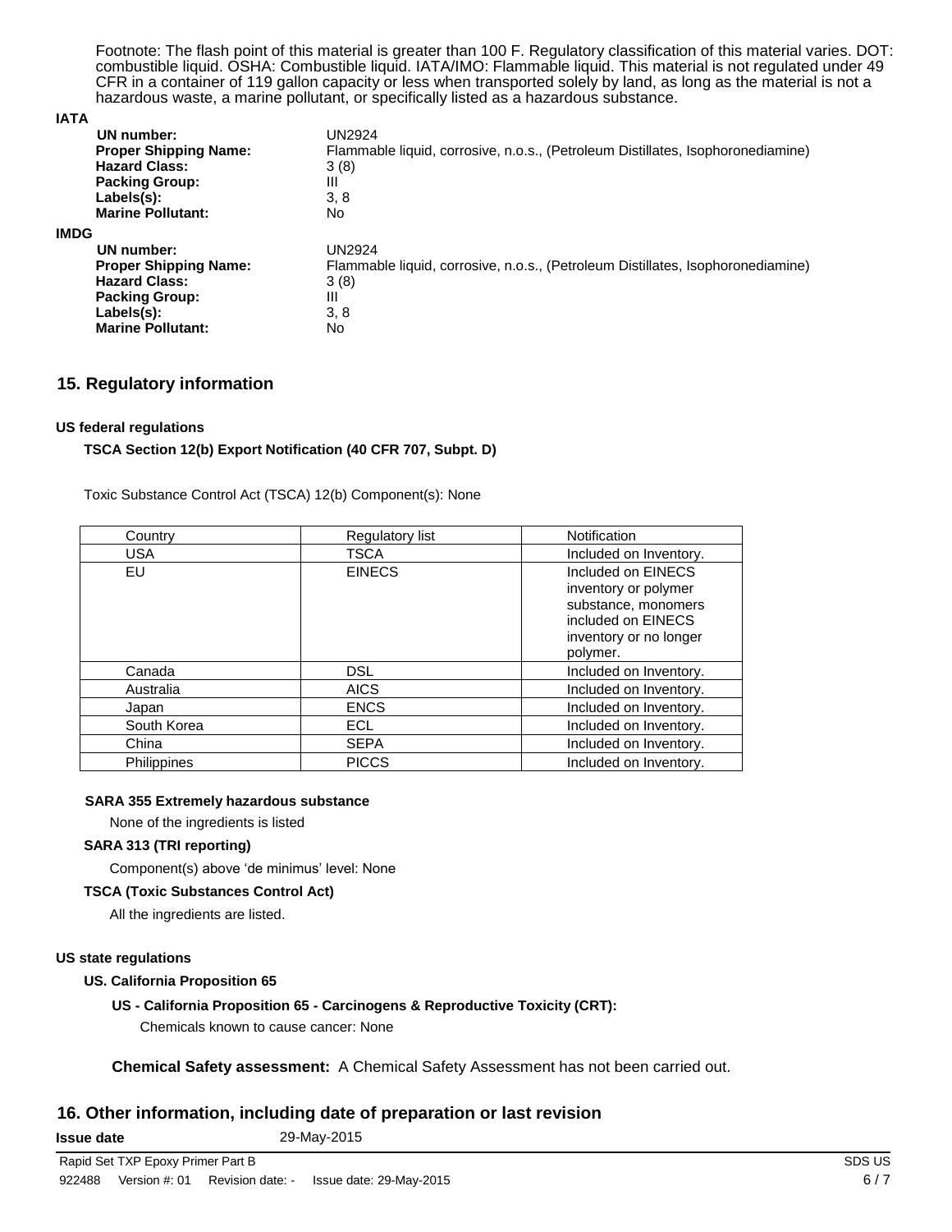Footnote: The flash point of this material is greater than 100 F. Regulatory classification of this material varies. DOT: combustible liquid. OSHA: Combustible liquid. IATA/IMO: Flammable liquid. This material is not regulated under 49 CFR in a container of 119 gallon capacity or less when transported solely by land, as long as the material is not a hazardous waste, a marine pollutant, or specifically listed as a hazardous substance.

**IATA**

**UN number:** UN2924
**Proper Shipping Name:** Flammable liquid, corrosive, n.o.s., (Petroleum Distillates, Isophoronediamine)
**Hazard Class:** 3 (8)
**Packing Group:** III
**Labels(s):** 3, 8
**Marine Pollutant:** No

**IMDG**

**UN number:** UN2924
**Proper Shipping Name:** Flammable liquid, corrosive, n.o.s., (Petroleum Distillates, Isophoronediamine)
**Hazard Class:** 3 (8)
**Packing Group:** III
**Labels(s):** 3, 8
**Marine Pollutant:** No

## 15. Regulatory information

**US federal regulations**

**TSCA Section 12(b) Export Notification (40 CFR 707, Subpt. D)**

Toxic Substance Control Act (TSCA) 12(b) Component(s): None

| Country | Regulatory list | Notification |
|---|---|---|
| USA | TSCA | Included on Inventory. |
| EU | EINECS | Included on EINECS inventory or polymer substance, monomers included on EINECS inventory or no longer polymer. |
| Canada | DSL | Included on Inventory. |
| Australia | AICS | Included on Inventory. |
| Japan | ENCS | Included on Inventory. |
| South Korea | ECL | Included on Inventory. |
| China | SEPA | Included on Inventory. |
| Philippines | PICCS | Included on Inventory. |

**SARA 355 Extremely hazardous substance**

None of the ingredients is listed

**SARA 313 (TRI reporting)**

Component(s) above 'de minimus' level: None

**TSCA (Toxic Substances Control Act)**

All the ingredients are listed.

**US state regulations**

**US. California Proposition 65**

**US - California Proposition 65 - Carcinogens & Reproductive Toxicity (CRT):**

Chemicals known to cause cancer: None

**Chemical Safety assessment:** A Chemical Safety Assessment has not been carried out.

## 16. Other information, including date of preparation or last revision

**Issue date** 29-May-2015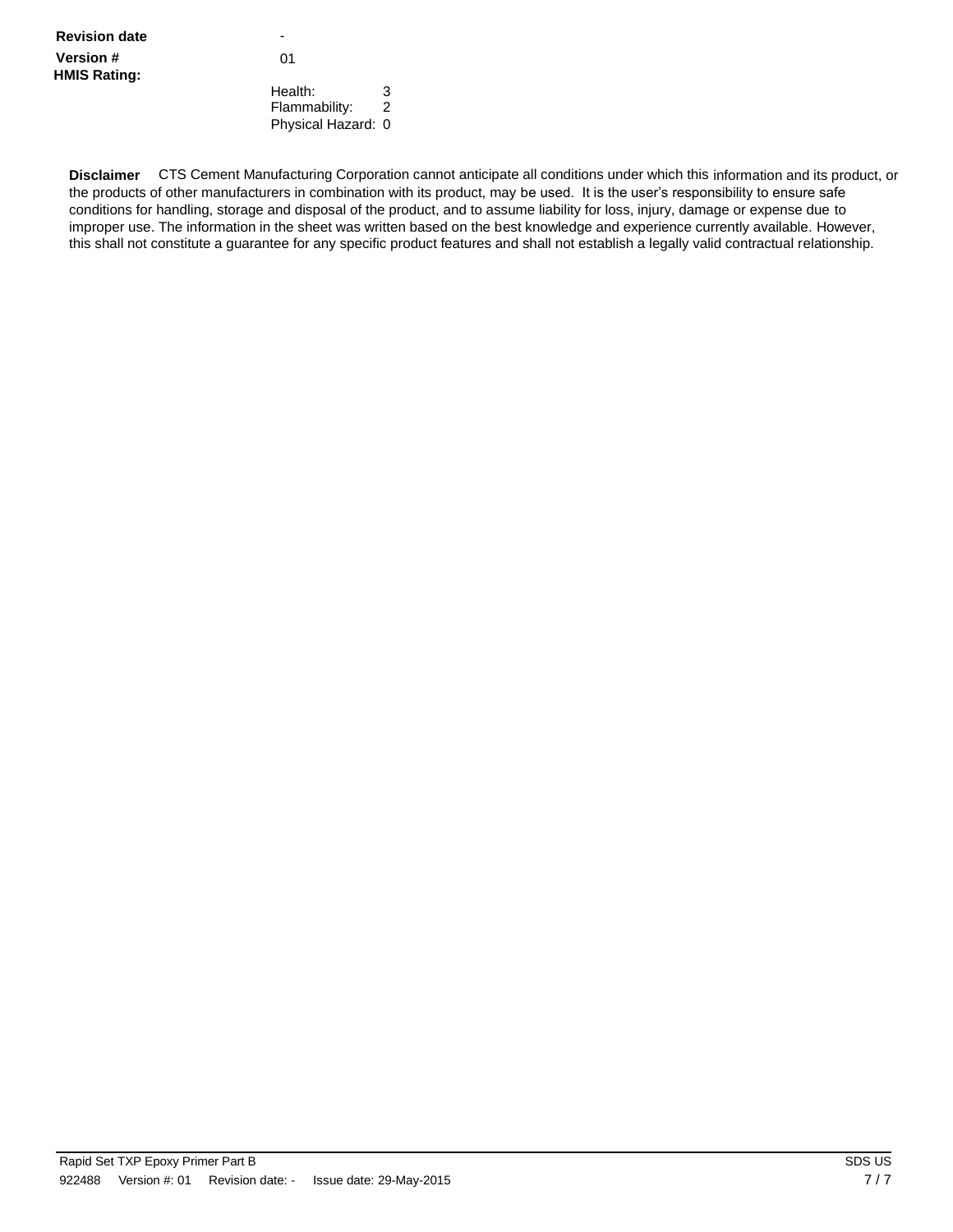**Revision date** -

**Version #** 01

**HMIS Rating:**

Health: 3
Flammability: 2
Physical Hazard: 0

**Disclaimer** CTS Cement Manufacturing Corporation cannot anticipate all conditions under which this information and its product, or the products of other manufacturers in combination with its product, may be used. It is the user's responsibility to ensure safe conditions for handling, storage and disposal of the product, and to assume liability for loss, injury, damage or expense due to improper use. The information in the sheet was written based on the best knowledge and experience currently available. However, this shall not constitute a guarantee for any specific product features and shall not establish a legally valid contractual relationship.